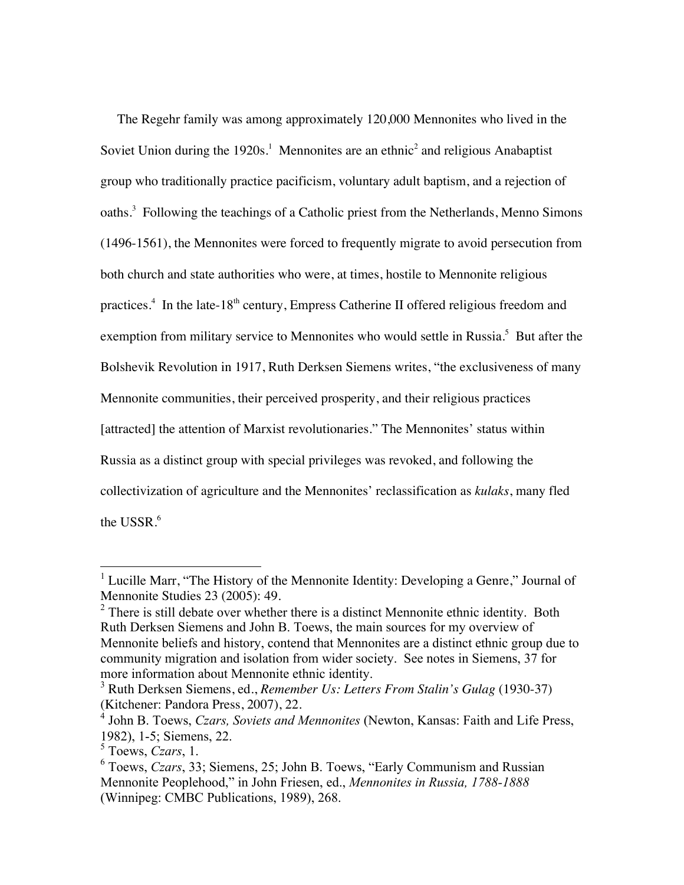The Regehr family was among approximately 120,000 Mennonites who lived in the Soviet Union during the 1920s.[1] Mennonites are an ethnic[2] and religious Anabaptist group who traditionally practice pacificism, voluntary adult baptism, and a rejection of oaths.[3] Following the teachings of a Catholic priest from the Netherlands, Menno Simons (1496-1561), the Mennonites were forced to frequently migrate to avoid persecution from both church and state authorities who were, at times, hostile to Mennonite religious practices.[4] In the late-18th century, Empress Catherine II offered religious freedom and exemption from military service to Mennonites who would settle in Russia.[5] But after the Bolshevik Revolution in 1917, Ruth Derksen Siemens writes, "the exclusiveness of many Mennonite communities, their perceived prosperity, and their religious practices [attracted] the attention of Marxist revolutionaries." The Mennonites' status within Russia as a distinct group with special privileges was revoked, and following the collectivization of agriculture and the Mennonites' reclassification as *kulaks*, many fled the USSR.[6]

---

[1] Lucille Marr, "The History of the Mennonite Identity: Developing a Genre," Journal of Mennonite Studies 23 (2005): 49.

[2] There is still debate over whether there is a distinct Mennonite ethnic identity. Both Ruth Derksen Siemens and John B. Toews, the main sources for my overview of Mennonite beliefs and history, contend that Mennonites are a distinct ethnic group due to community migration and isolation from wider society. See notes in Siemens, 37 for more information about Mennonite ethnic identity.

[3] Ruth Derksen Siemens, ed., *Remember Us: Letters From Stalin's Gulag* (1930-37) (Kitchener: Pandora Press, 2007), 22.

[4] John B. Toews, *Czars, Soviets and Mennonites* (Newton, Kansas: Faith and Life Press, 1982), 1-5; Siemens, 22.

[5] Toews, *Czars*, 1.

[6] Toews, *Czars*, 33; Siemens, 25; John B. Toews, "Early Communism and Russian Mennonite Peoplehood," in John Friesen, ed., *Mennonites in Russia, 1788-1888* (Winnipeg: CMBC Publications, 1989), 268.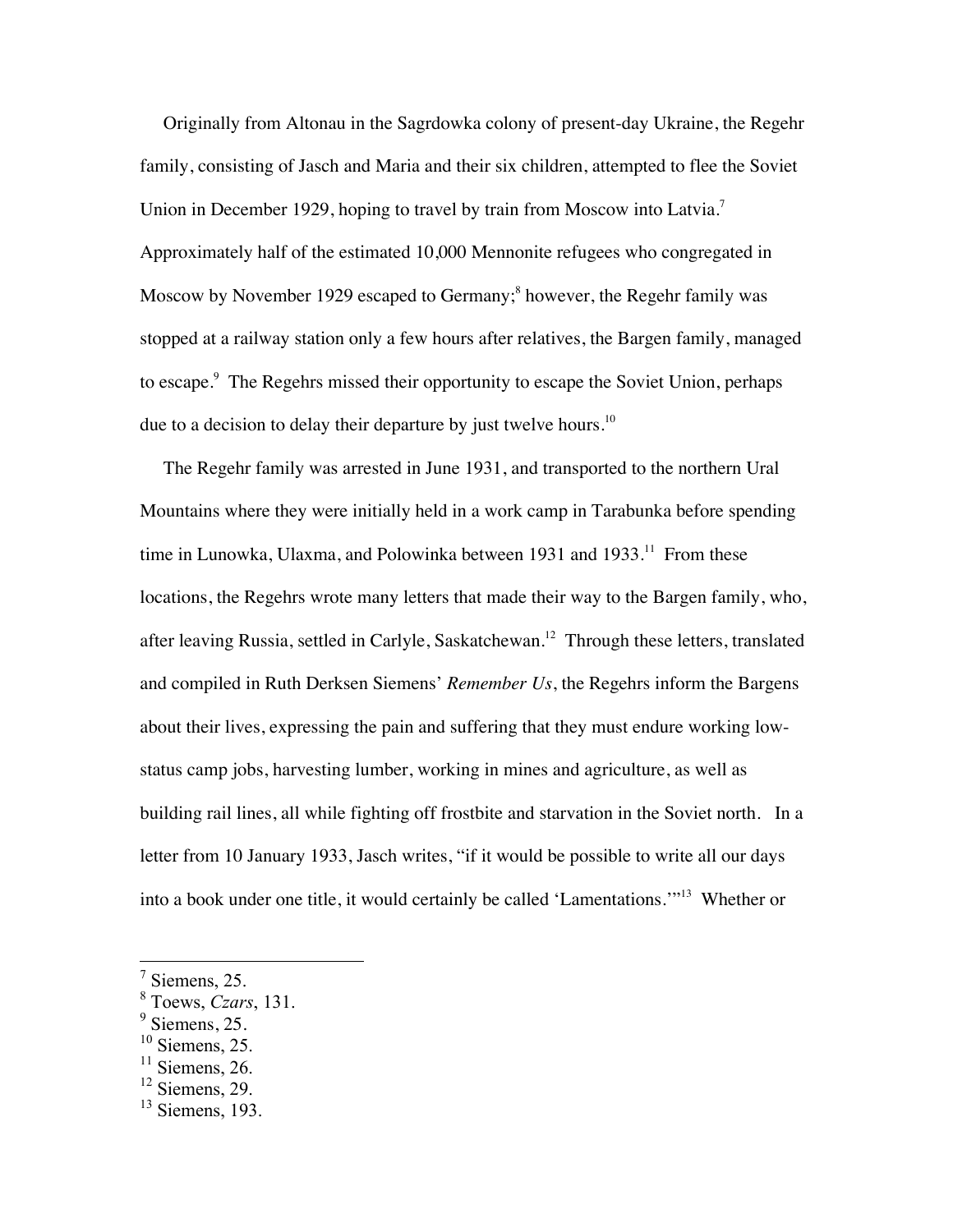Originally from Altonau in the Sagrdowka colony of present-day Ukraine, the Regehr family, consisting of Jasch and Maria and their six children, attempted to flee the Soviet Union in December 1929, hoping to travel by train from Moscow into Latvia.[7] Approximately half of the estimated 10,000 Mennonite refugees who congregated in Moscow by November 1929 escaped to Germany;[8] however, the Regehr family was stopped at a railway station only a few hours after relatives, the Bargen family, managed to escape.[9] The Regehrs missed their opportunity to escape the Soviet Union, perhaps due to a decision to delay their departure by just twelve hours.[10]

The Regehr family was arrested in June 1931, and transported to the northern Ural Mountains where they were initially held in a work camp in Tarabunka before spending time in Lunowka, Ulaxma, and Polowinka between 1931 and 1933.[11] From these locations, the Regehrs wrote many letters that made their way to the Bargen family, who, after leaving Russia, settled in Carlyle, Saskatchewan.[12] Through these letters, translated and compiled in Ruth Derksen Siemens' *Remember Us*, the Regehrs inform the Bargens about their lives, expressing the pain and suffering that they must endure working low-status camp jobs, harvesting lumber, working in mines and agriculture, as well as building rail lines, all while fighting off frostbite and starvation in the Soviet north. In a letter from 10 January 1933, Jasch writes, "if it would be possible to write all our days into a book under one title, it would certainly be called 'Lamentations.'"[13] Whether or

---

[7] Siemens, 25.

[8] Toews, *Czars*, 131.

[9] Siemens, 25.

[10] Siemens, 25.

[11] Siemens, 26.

[12] Siemens, 29.

[13] Siemens, 193.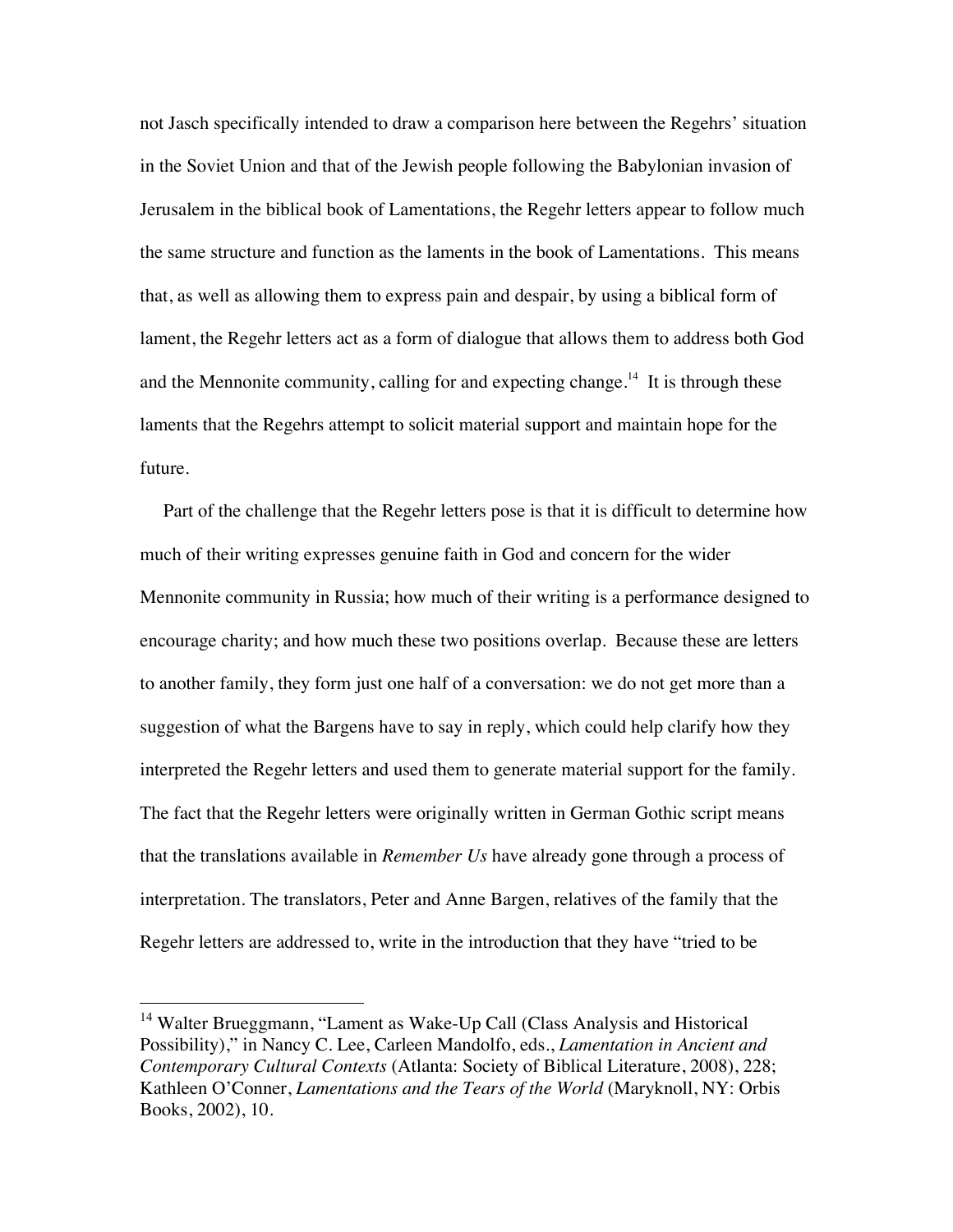not Jasch specifically intended to draw a comparison here between the Regehrs' situation in the Soviet Union and that of the Jewish people following the Babylonian invasion of Jerusalem in the biblical book of Lamentations, the Regehr letters appear to follow much the same structure and function as the laments in the book of Lamentations. This means that, as well as allowing them to express pain and despair, by using a biblical form of lament, the Regehr letters act as a form of dialogue that allows them to address both God and the Mennonite community, calling for and expecting change.[14] It is through these laments that the Regehrs attempt to solicit material support and maintain hope for the future.

Part of the challenge that the Regehr letters pose is that it is difficult to determine how much of their writing expresses genuine faith in God and concern for the wider Mennonite community in Russia; how much of their writing is a performance designed to encourage charity; and how much these two positions overlap. Because these are letters to another family, they form just one half of a conversation: we do not get more than a suggestion of what the Bargens have to say in reply, which could help clarify how they interpreted the Regehr letters and used them to generate material support for the family. The fact that the Regehr letters were originally written in German Gothic script means that the translations available in *Remember Us* have already gone through a process of interpretation. The translators, Peter and Anne Bargen, relatives of the family that the Regehr letters are addressed to, write in the introduction that they have "tried to be

---

[14] Walter Brueggmann, "Lament as Wake-Up Call (Class Analysis and Historical Possibility)," in Nancy C. Lee, Carleen Mandolfo, eds., *Lamentation in Ancient and Contemporary Cultural Contexts* (Atlanta: Society of Biblical Literature, 2008), 228; Kathleen O'Conner, *Lamentations and the Tears of the World* (Maryknoll, NY: Orbis Books, 2002), 10.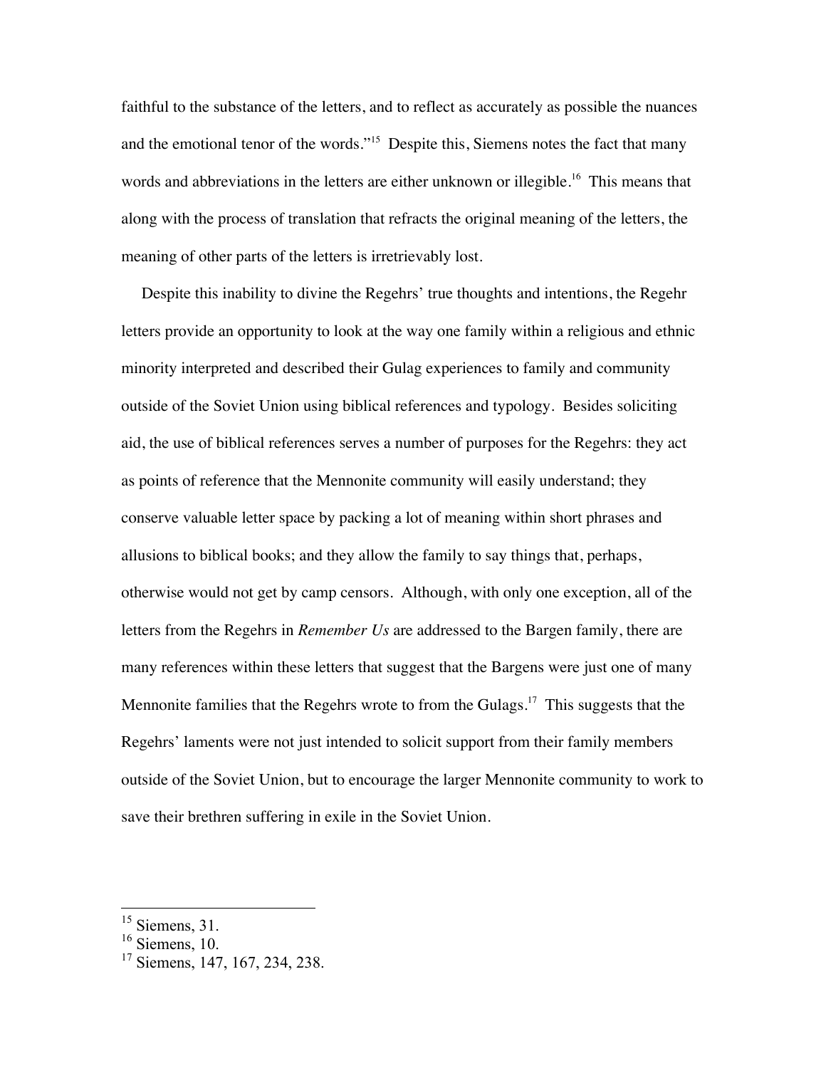faithful to the substance of the letters, and to reflect as accurately as possible the nuances and the emotional tenor of the words."[15] Despite this, Siemens notes the fact that many words and abbreviations in the letters are either unknown or illegible.[16] This means that along with the process of translation that refracts the original meaning of the letters, the meaning of other parts of the letters is irretrievably lost.

Despite this inability to divine the Regehrs' true thoughts and intentions, the Regehr letters provide an opportunity to look at the way one family within a religious and ethnic minority interpreted and described their Gulag experiences to family and community outside of the Soviet Union using biblical references and typology. Besides soliciting aid, the use of biblical references serves a number of purposes for the Regehrs: they act as points of reference that the Mennonite community will easily understand; they conserve valuable letter space by packing a lot of meaning within short phrases and allusions to biblical books; and they allow the family to say things that, perhaps, otherwise would not get by camp censors. Although, with only one exception, all of the letters from the Regehrs in *Remember Us* are addressed to the Bargen family, there are many references within these letters that suggest that the Bargens were just one of many Mennonite families that the Regehrs wrote to from the Gulags.[17] This suggests that the Regehrs' laments were not just intended to solicit support from their family members outside of the Soviet Union, but to encourage the larger Mennonite community to work to save their brethren suffering in exile in the Soviet Union.

---

[15] Siemens, 31.
[16] Siemens, 10.
[17] Siemens, 147, 167, 234, 238.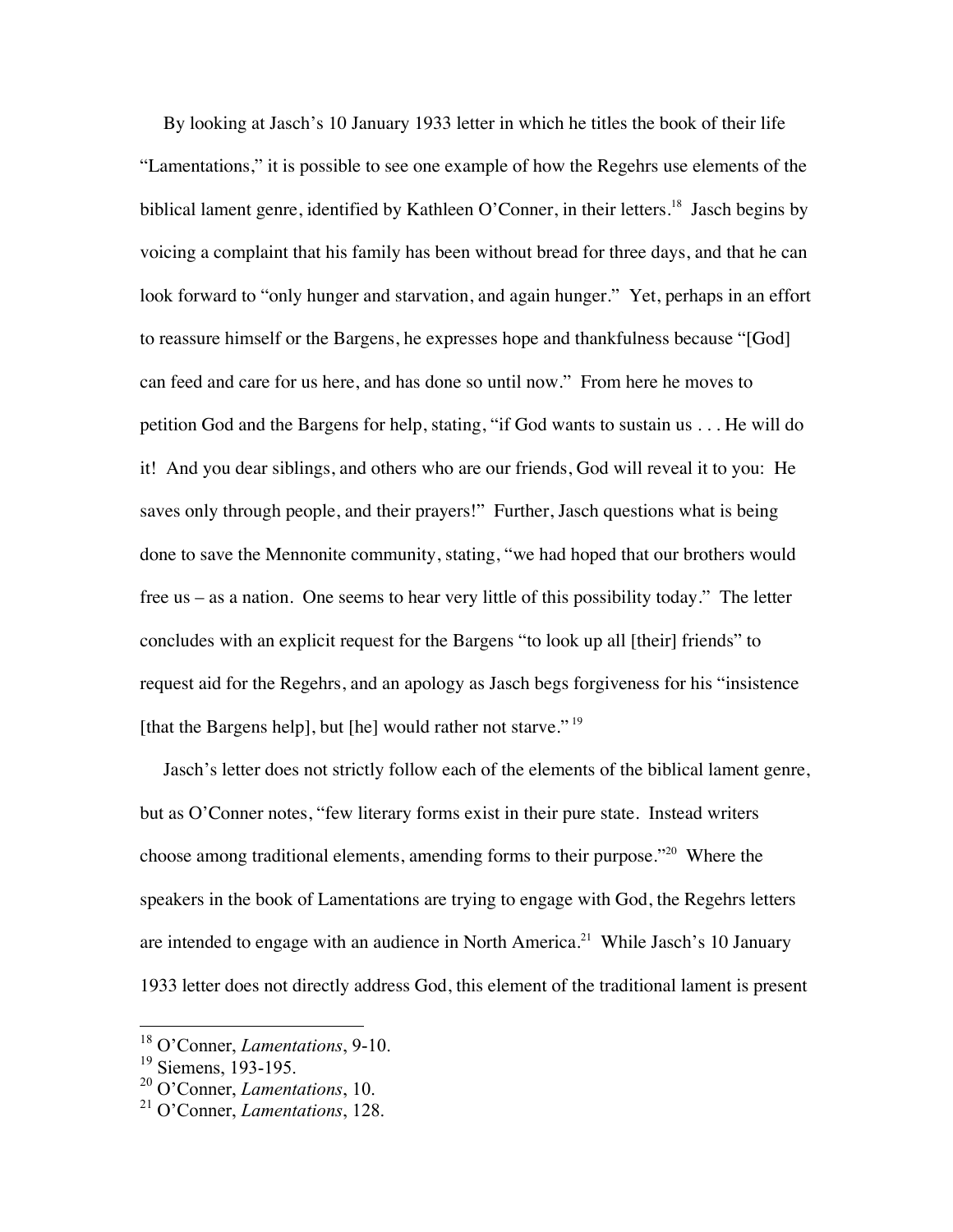By looking at Jasch's 10 January 1933 letter in which he titles the book of their life "Lamentations," it is possible to see one example of how the Regehrs use elements of the biblical lament genre, identified by Kathleen O'Conner, in their letters.[18] Jasch begins by voicing a complaint that his family has been without bread for three days, and that he can look forward to "only hunger and starvation, and again hunger." Yet, perhaps in an effort to reassure himself or the Bargens, he expresses hope and thankfulness because "[God] can feed and care for us here, and has done so until now." From here he moves to petition God and the Bargens for help, stating, "if God wants to sustain us . . . He will do it! And you dear siblings, and others who are our friends, God will reveal it to you: He saves only through people, and their prayers!" Further, Jasch questions what is being done to save the Mennonite community, stating, "we had hoped that our brothers would free us – as a nation. One seems to hear very little of this possibility today." The letter concludes with an explicit request for the Bargens "to look up all [their] friends" to request aid for the Regehrs, and an apology as Jasch begs forgiveness for his "insistence [that the Bargens help], but [he] would rather not starve."[19]

Jasch's letter does not strictly follow each of the elements of the biblical lament genre, but as O'Conner notes, "few literary forms exist in their pure state. Instead writers choose among traditional elements, amending forms to their purpose."[20] Where the speakers in the book of Lamentations are trying to engage with God, the Regehrs letters are intended to engage with an audience in North America.[21] While Jasch's 10 January 1933 letter does not directly address God, this element of the traditional lament is present

---

[18] O'Conner, *Lamentations*, 9-10.

[19] Siemens, 193-195.

[20] O'Conner, *Lamentations*, 10.

[21] O'Conner, *Lamentations*, 128.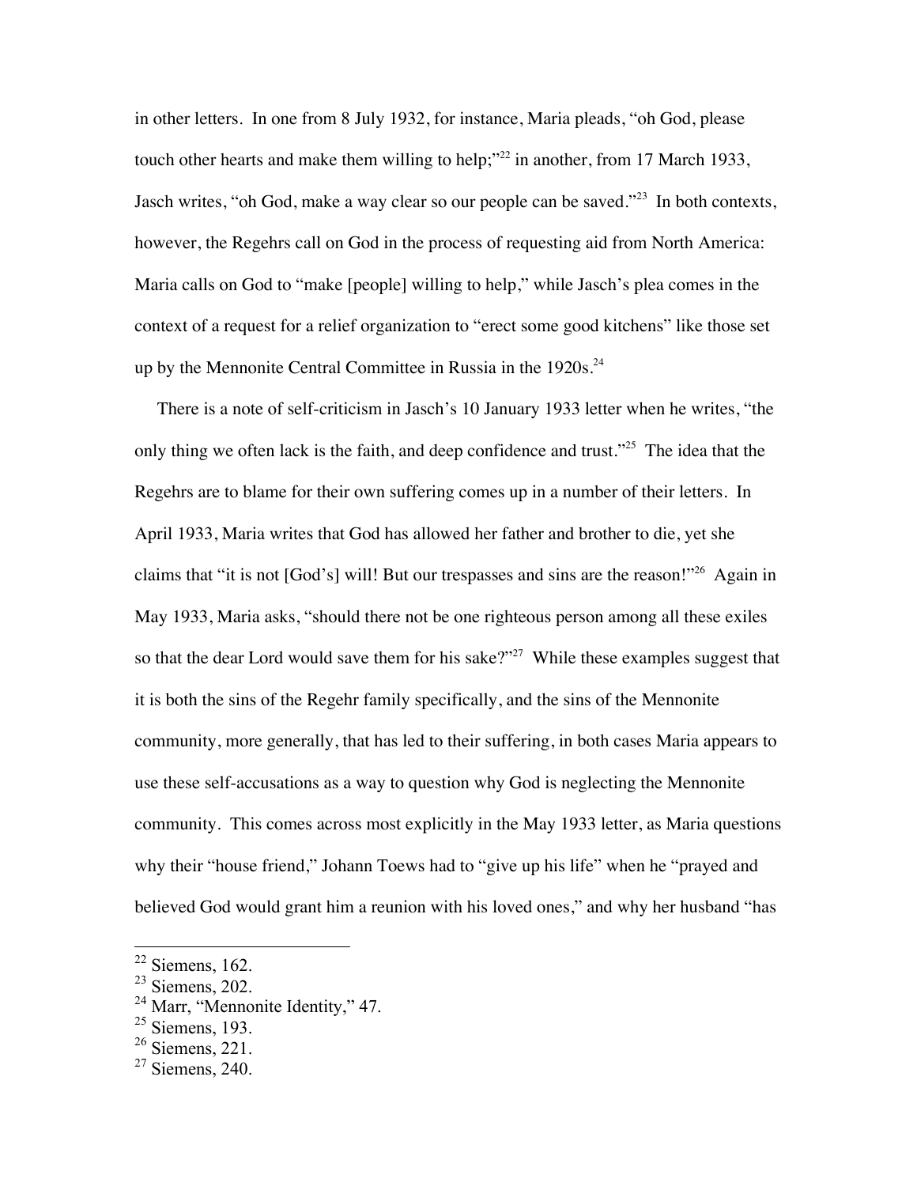in other letters. In one from 8 July 1932, for instance, Maria pleads, "oh God, please touch other hearts and make them willing to help;"[22] in another, from 17 March 1933, Jasch writes, "oh God, make a way clear so our people can be saved."[23] In both contexts, however, the Regehrs call on God in the process of requesting aid from North America: Maria calls on God to "make [people] willing to help," while Jasch's plea comes in the context of a request for a relief organization to "erect some good kitchens" like those set up by the Mennonite Central Committee in Russia in the 1920s.[24]

There is a note of self-criticism in Jasch's 10 January 1933 letter when he writes, "the only thing we often lack is the faith, and deep confidence and trust."[25] The idea that the Regehrs are to blame for their own suffering comes up in a number of their letters. In April 1933, Maria writes that God has allowed her father and brother to die, yet she claims that "it is not [God's] will! But our trespasses and sins are the reason!"[26] Again in May 1933, Maria asks, "should there not be one righteous person among all these exiles so that the dear Lord would save them for his sake?"[27] While these examples suggest that it is both the sins of the Regehr family specifically, and the sins of the Mennonite community, more generally, that has led to their suffering, in both cases Maria appears to use these self-accusations as a way to question why God is neglecting the Mennonite community. This comes across most explicitly in the May 1933 letter, as Maria questions why their "house friend," Johann Toews had to "give up his life" when he "prayed and believed God would grant him a reunion with his loved ones," and why her husband "has

---

[22] Siemens, 162.
[23] Siemens, 202.
[24] Marr, "Mennonite Identity," 47.
[25] Siemens, 193.
[26] Siemens, 221.
[27] Siemens, 240.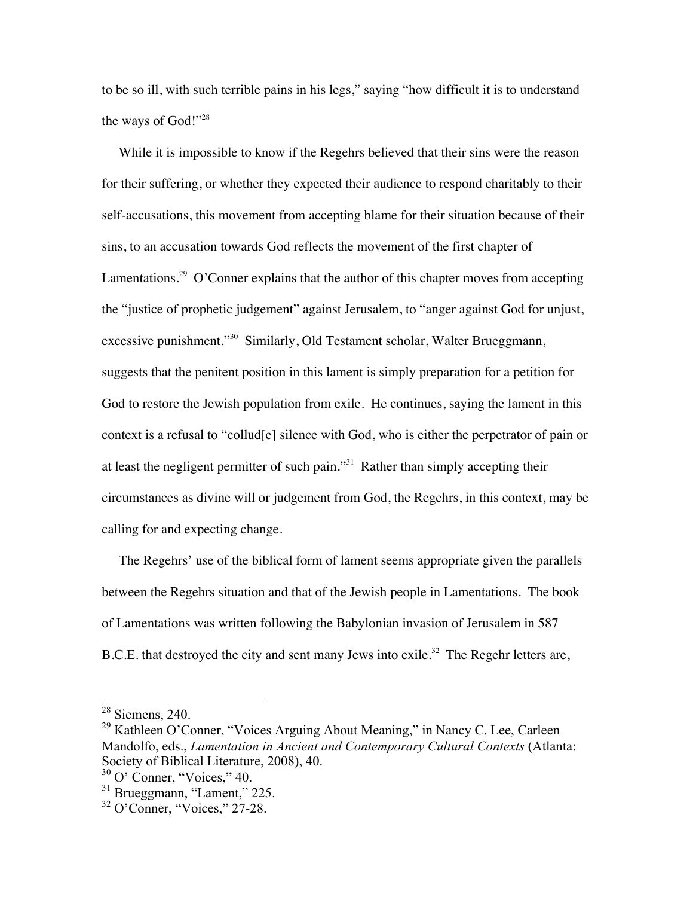to be so ill, with such terrible pains in his legs," saying "how difficult it is to understand the ways of God!"[28]

While it is impossible to know if the Regehrs believed that their sins were the reason for their suffering, or whether they expected their audience to respond charitably to their self-accusations, this movement from accepting blame for their situation because of their sins, to an accusation towards God reflects the movement of the first chapter of Lamentations.[29] O'Conner explains that the author of this chapter moves from accepting the "justice of prophetic judgement" against Jerusalem, to "anger against God for unjust, excessive punishment."[30] Similarly, Old Testament scholar, Walter Brueggmann, suggests that the penitent position in this lament is simply preparation for a petition for God to restore the Jewish population from exile. He continues, saying the lament in this context is a refusal to "collud[e] silence with God, who is either the perpetrator of pain or at least the negligent permitter of such pain."[31] Rather than simply accepting their circumstances as divine will or judgement from God, the Regehrs, in this context, may be calling for and expecting change.

The Regehrs' use of the biblical form of lament seems appropriate given the parallels between the Regehrs situation and that of the Jewish people in Lamentations. The book of Lamentations was written following the Babylonian invasion of Jerusalem in 587 B.C.E. that destroyed the city and sent many Jews into exile.[32] The Regehr letters are,

---

[28] Siemens, 240.

[29] Kathleen O'Conner, "Voices Arguing About Meaning," in Nancy C. Lee, Carleen Mandolfo, eds., *Lamentation in Ancient and Contemporary Cultural Contexts* (Atlanta: Society of Biblical Literature, 2008), 40.

[30] O' Conner, "Voices," 40.

[31] Brueggmann, "Lament," 225.

[32] O'Conner, "Voices," 27-28.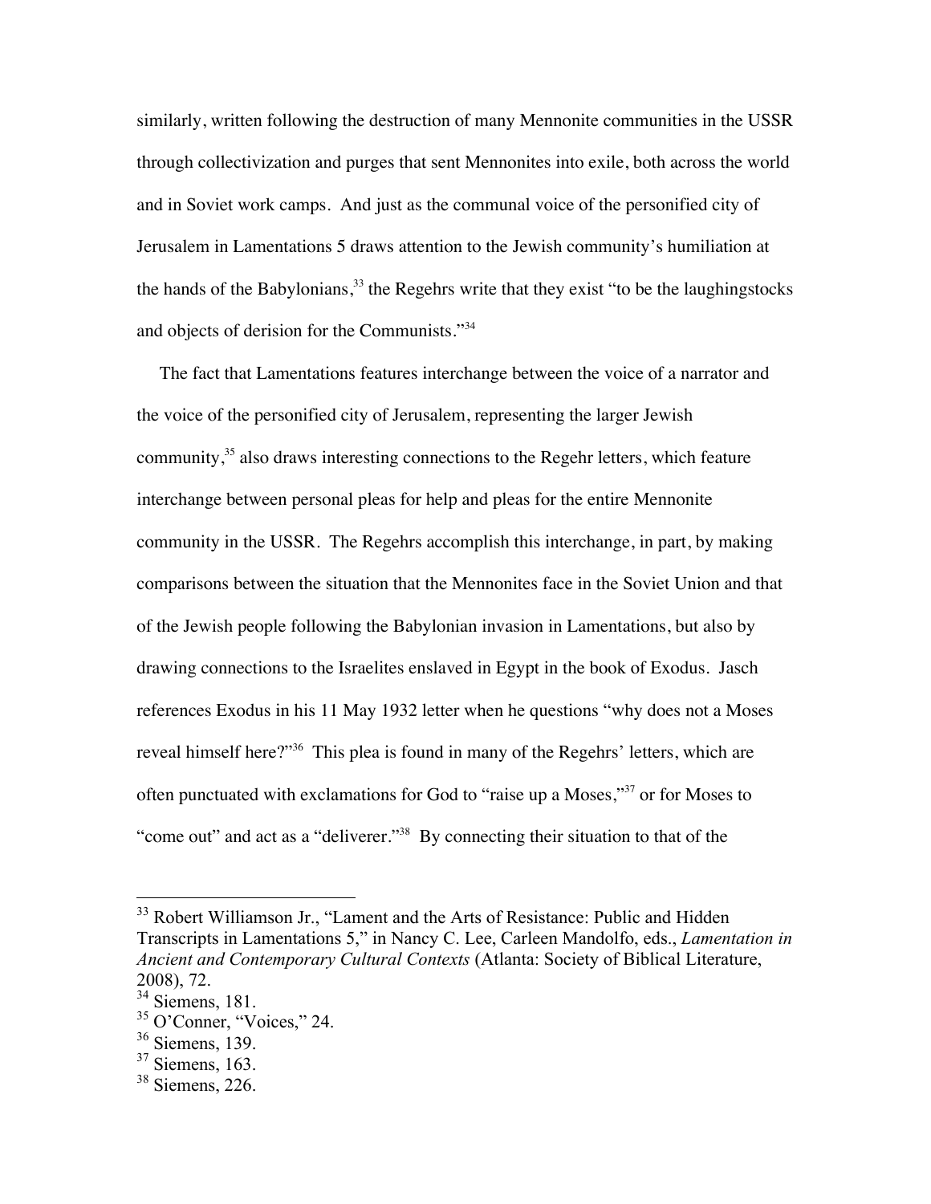similarly, written following the destruction of many Mennonite communities in the USSR through collectivization and purges that sent Mennonites into exile, both across the world and in Soviet work camps. And just as the communal voice of the personified city of Jerusalem in Lamentations 5 draws attention to the Jewish community's humiliation at the hands of the Babylonians,[33] the Regehrs write that they exist "to be the laughingstocks and objects of derision for the Communists."[34]

The fact that Lamentations features interchange between the voice of a narrator and the voice of the personified city of Jerusalem, representing the larger Jewish community,[35] also draws interesting connections to the Regehr letters, which feature interchange between personal pleas for help and pleas for the entire Mennonite community in the USSR. The Regehrs accomplish this interchange, in part, by making comparisons between the situation that the Mennonites face in the Soviet Union and that of the Jewish people following the Babylonian invasion in Lamentations, but also by drawing connections to the Israelites enslaved in Egypt in the book of Exodus. Jasch references Exodus in his 11 May 1932 letter when he questions "why does not a Moses reveal himself here?"[36] This plea is found in many of the Regehrs' letters, which are often punctuated with exclamations for God to "raise up a Moses,"[37] or for Moses to "come out" and act as a "deliverer."[38] By connecting their situation to that of the

---

[33] Robert Williamson Jr., "Lament and the Arts of Resistance: Public and Hidden Transcripts in Lamentations 5," in Nancy C. Lee, Carleen Mandolfo, eds., *Lamentation in Ancient and Contemporary Cultural Contexts* (Atlanta: Society of Biblical Literature, 2008), 72.

[34] Siemens, 181.

[35] O'Conner, "Voices," 24.

[36] Siemens, 139.

[37] Siemens, 163.

[38] Siemens, 226.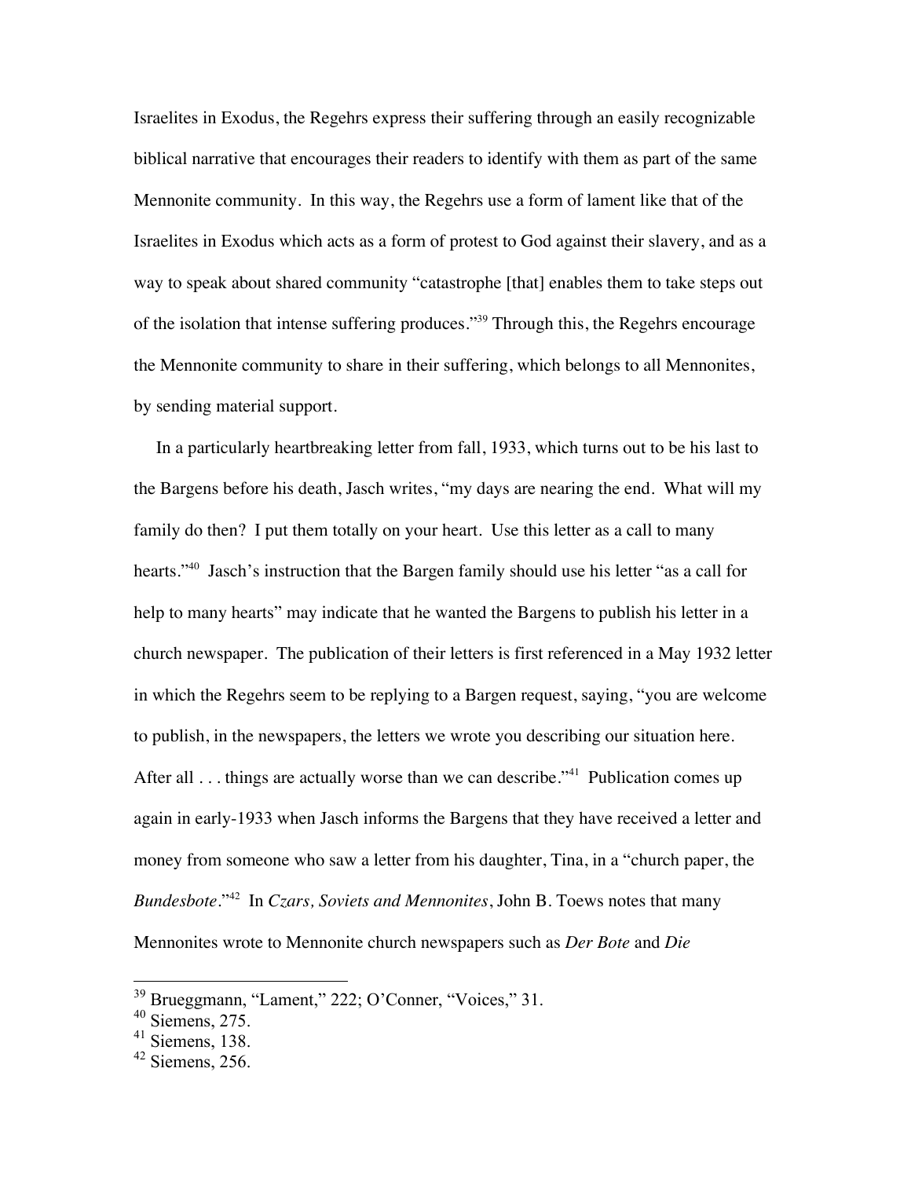Israelites in Exodus, the Regehrs express their suffering through an easily recognizable biblical narrative that encourages their readers to identify with them as part of the same Mennonite community. In this way, the Regehrs use a form of lament like that of the Israelites in Exodus which acts as a form of protest to God against their slavery, and as a way to speak about shared community "catastrophe [that] enables them to take steps out of the isolation that intense suffering produces."[39] Through this, the Regehrs encourage the Mennonite community to share in their suffering, which belongs to all Mennonites, by sending material support.

In a particularly heartbreaking letter from fall, 1933, which turns out to be his last to the Bargens before his death, Jasch writes, "my days are nearing the end. What will my family do then? I put them totally on your heart. Use this letter as a call to many hearts."[40] Jasch's instruction that the Bargen family should use his letter "as a call for help to many hearts" may indicate that he wanted the Bargens to publish his letter in a church newspaper. The publication of their letters is first referenced in a May 1932 letter in which the Regehrs seem to be replying to a Bargen request, saying, "you are welcome to publish, in the newspapers, the letters we wrote you describing our situation here. After all . . . things are actually worse than we can describe."[41] Publication comes up again in early-1933 when Jasch informs the Bargens that they have received a letter and money from someone who saw a letter from his daughter, Tina, in a "church paper, the *Bundesbote*."[42] In *Czars, Soviets and Mennonites*, John B. Toews notes that many Mennonites wrote to Mennonite church newspapers such as *Der Bote* and *Die*

---

[39] Brueggmann, "Lament," 222; O'Conner, "Voices," 31.

[40] Siemens, 275.

[41] Siemens, 138.

[42] Siemens, 256.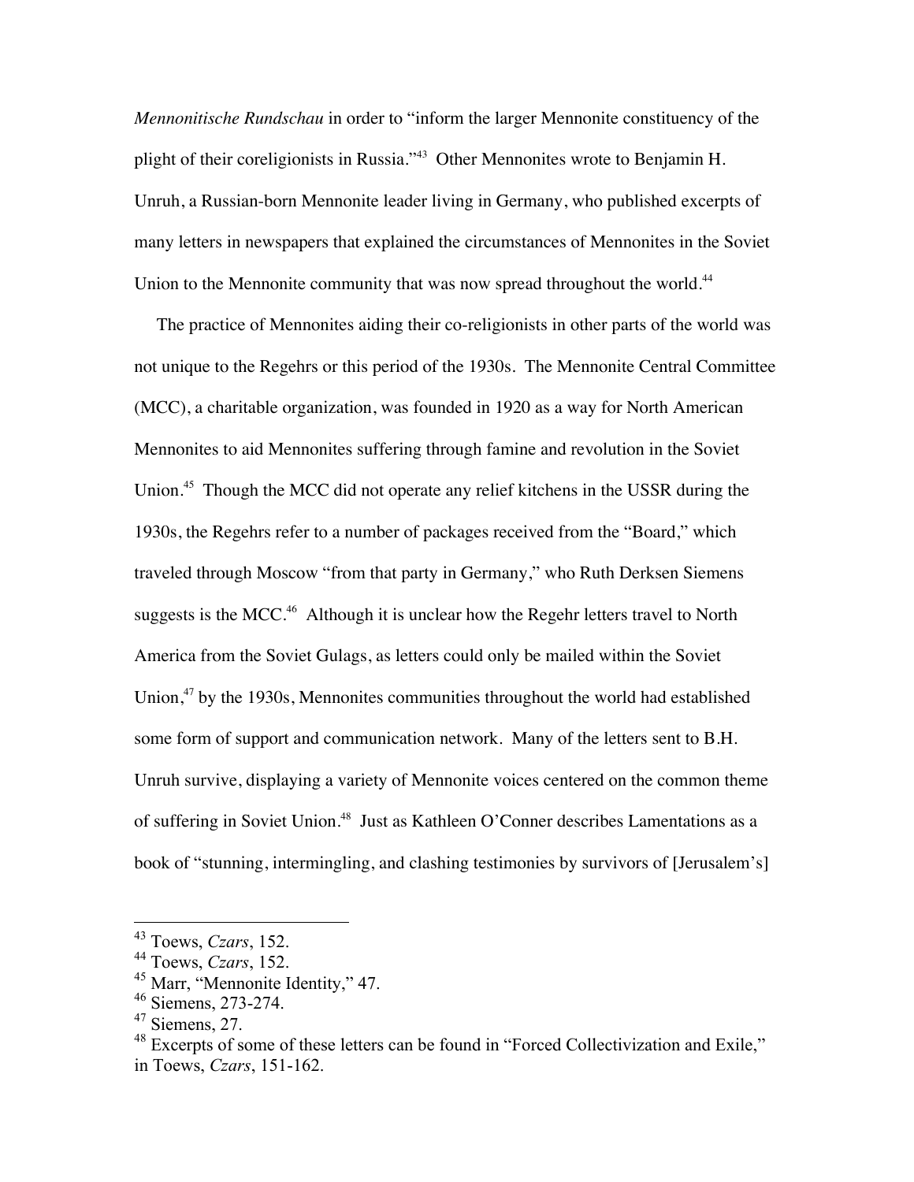*Mennonitische Rundschau* in order to "inform the larger Mennonite constituency of the plight of their coreligionists in Russia."[43] Other Mennonites wrote to Benjamin H. Unruh, a Russian-born Mennonite leader living in Germany, who published excerpts of many letters in newspapers that explained the circumstances of Mennonites in the Soviet Union to the Mennonite community that was now spread throughout the world.[44]

The practice of Mennonites aiding their co-religionists in other parts of the world was not unique to the Regehrs or this period of the 1930s. The Mennonite Central Committee (MCC), a charitable organization, was founded in 1920 as a way for North American Mennonites to aid Mennonites suffering through famine and revolution in the Soviet Union.[45] Though the MCC did not operate any relief kitchens in the USSR during the 1930s, the Regehrs refer to a number of packages received from the "Board," which traveled through Moscow "from that party in Germany," who Ruth Derksen Siemens suggests is the MCC.[46] Although it is unclear how the Regehr letters travel to North America from the Soviet Gulags, as letters could only be mailed within the Soviet Union,[47] by the 1930s, Mennonites communities throughout the world had established some form of support and communication network. Many of the letters sent to B.H. Unruh survive, displaying a variety of Mennonite voices centered on the common theme of suffering in Soviet Union.[48] Just as Kathleen O'Conner describes Lamentations as a book of "stunning, intermingling, and clashing testimonies by survivors of [Jerusalem's]

---

[43] Toews, *Czars*, 152.

[44] Toews, *Czars*, 152.

[45] Marr, "Mennonite Identity," 47.

[46] Siemens, 273-274.

[47] Siemens, 27.

[48] Excerpts of some of these letters can be found in "Forced Collectivization and Exile," in Toews, *Czars*, 151-162.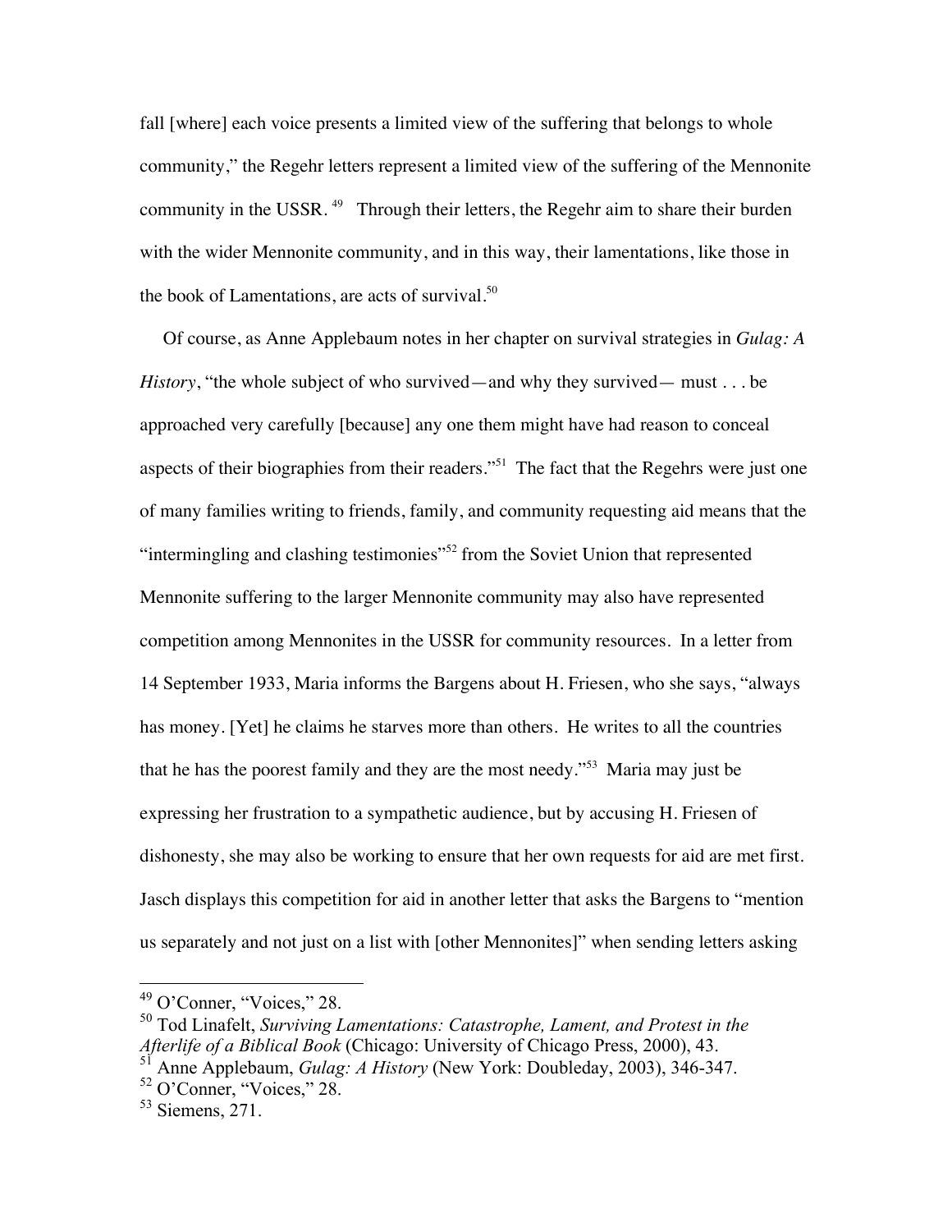fall [where] each voice presents a limited view of the suffering that belongs to whole community," the Regehr letters represent a limited view of the suffering of the Mennonite community in the USSR.[49] Through their letters, the Regehr aim to share their burden with the wider Mennonite community, and in this way, their lamentations, like those in the book of Lamentations, are acts of survival.[50]

Of course, as Anne Applebaum notes in her chapter on survival strategies in *Gulag: A History*, "the whole subject of who survived—and why they survived— must . . . be approached very carefully [because] any one them might have had reason to conceal aspects of their biographies from their readers."[51] The fact that the Regehrs were just one of many families writing to friends, family, and community requesting aid means that the "intermingling and clashing testimonies"[52] from the Soviet Union that represented Mennonite suffering to the larger Mennonite community may also have represented competition among Mennonites in the USSR for community resources. In a letter from 14 September 1933, Maria informs the Bargens about H. Friesen, who she says, "always has money. [Yet] he claims he starves more than others. He writes to all the countries that he has the poorest family and they are the most needy."[53] Maria may just be expressing her frustration to a sympathetic audience, but by accusing H. Friesen of dishonesty, she may also be working to ensure that her own requests for aid are met first. Jasch displays this competition for aid in another letter that asks the Bargens to "mention us separately and not just on a list with [other Mennonites]" when sending letters asking

---

[49] O'Conner, "Voices," 28.

[50] Tod Linafelt, *Surviving Lamentations: Catastrophe, Lament, and Protest in the Afterlife of a Biblical Book* (Chicago: University of Chicago Press, 2000), 43.

[51] Anne Applebaum, *Gulag: A History* (New York: Doubleday, 2003), 346-347.

[52] O'Conner, "Voices," 28.

[53] Siemens, 271.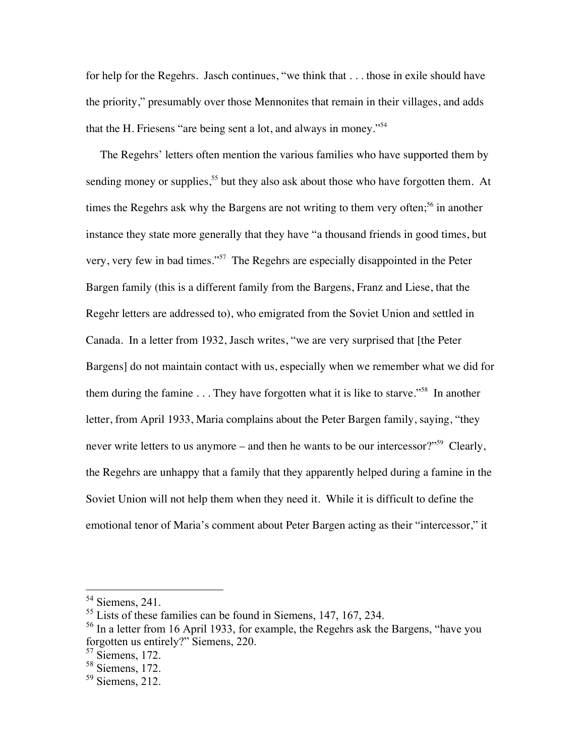for help for the Regehrs. Jasch continues, "we think that . . . those in exile should have the priority," presumably over those Mennonites that remain in their villages, and adds that the H. Friesens "are being sent a lot, and always in money."[54]

The Regehrs' letters often mention the various families who have supported them by sending money or supplies,[55] but they also ask about those who have forgotten them. At times the Regehrs ask why the Bargens are not writing to them very often;[56] in another instance they state more generally that they have "a thousand friends in good times, but very, very few in bad times."[57] The Regehrs are especially disappointed in the Peter Bargen family (this is a different family from the Bargens, Franz and Liese, that the Regehr letters are addressed to), who emigrated from the Soviet Union and settled in Canada. In a letter from 1932, Jasch writes, "we are very surprised that [the Peter Bargens] do not maintain contact with us, especially when we remember what we did for them during the famine . . . They have forgotten what it is like to starve."[58] In another letter, from April 1933, Maria complains about the Peter Bargen family, saying, "they never write letters to us anymore – and then he wants to be our intercessor?"[59] Clearly, the Regehrs are unhappy that a family that they apparently helped during a famine in the Soviet Union will not help them when they need it. While it is difficult to define the emotional tenor of Maria's comment about Peter Bargen acting as their "intercessor," it

---

[54] Siemens, 241.

[55] Lists of these families can be found in Siemens, 147, 167, 234.

[56] In a letter from 16 April 1933, for example, the Regehrs ask the Bargens, "have you forgotten us entirely?" Siemens, 220.

[57] Siemens, 172.

[58] Siemens, 172.

[59] Siemens, 212.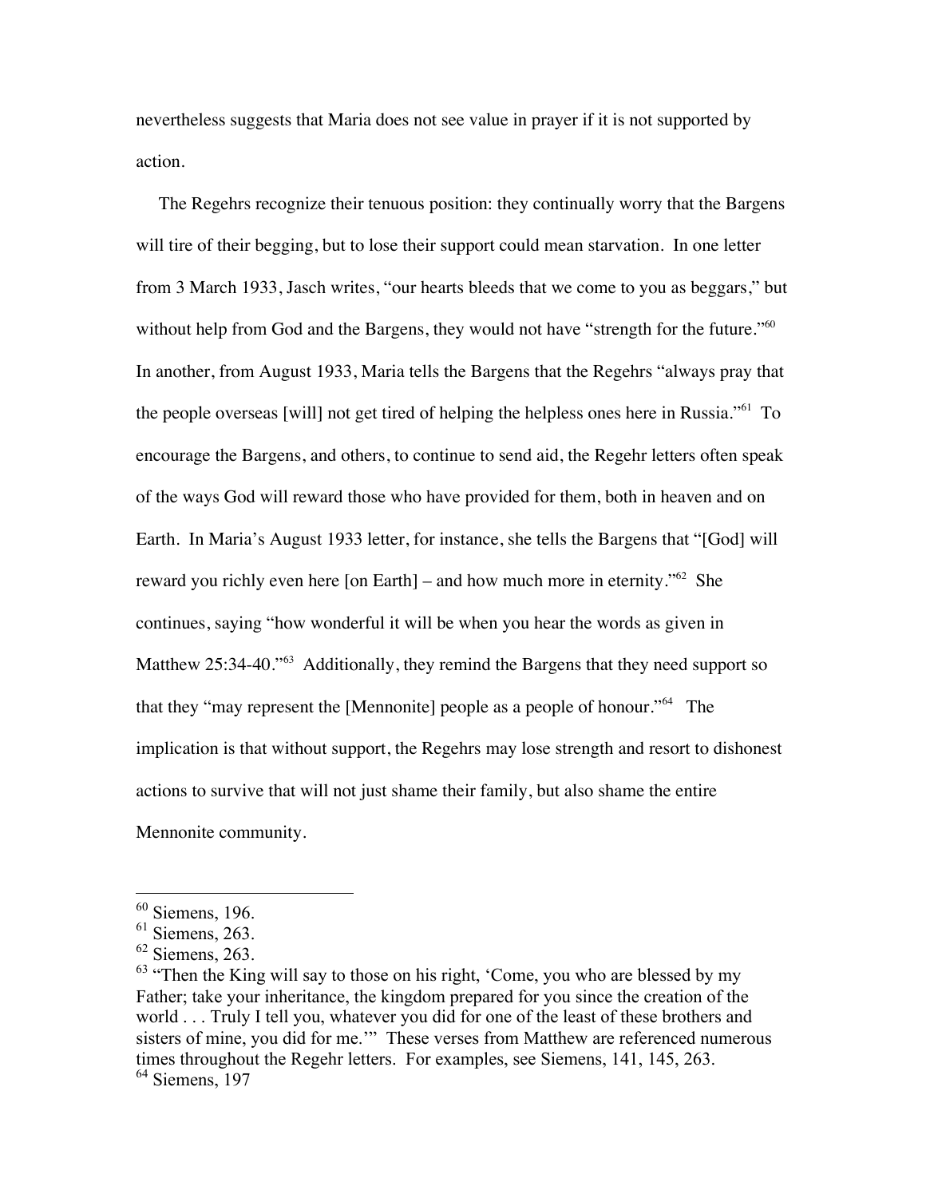nevertheless suggests that Maria does not see value in prayer if it is not supported by action.

The Regehrs recognize their tenuous position: they continually worry that the Bargens will tire of their begging, but to lose their support could mean starvation. In one letter from 3 March 1933, Jasch writes, "our hearts bleeds that we come to you as beggars," but without help from God and the Bargens, they would not have "strength for the future."[60] In another, from August 1933, Maria tells the Bargens that the Regehrs "always pray that the people overseas [will] not get tired of helping the helpless ones here in Russia."[61] To encourage the Bargens, and others, to continue to send aid, the Regehr letters often speak of the ways God will reward those who have provided for them, both in heaven and on Earth. In Maria's August 1933 letter, for instance, she tells the Bargens that "[God] will reward you richly even here [on Earth] – and how much more in eternity."[62] She continues, saying "how wonderful it will be when you hear the words as given in Matthew 25:34-40."[63] Additionally, they remind the Bargens that they need support so that they "may represent the [Mennonite] people as a people of honour."[64] The implication is that without support, the Regehrs may lose strength and resort to dishonest actions to survive that will not just shame their family, but also shame the entire Mennonite community.

---

[60] Siemens, 196.

[61] Siemens, 263.

[62] Siemens, 263.

[63] "Then the King will say to those on his right, 'Come, you who are blessed by my Father; take your inheritance, the kingdom prepared for you since the creation of the world . . . Truly I tell you, whatever you did for one of the least of these brothers and sisters of mine, you did for me.'" These verses from Matthew are referenced numerous times throughout the Regehr letters. For examples, see Siemens, 141, 145, 263.

[64] Siemens, 197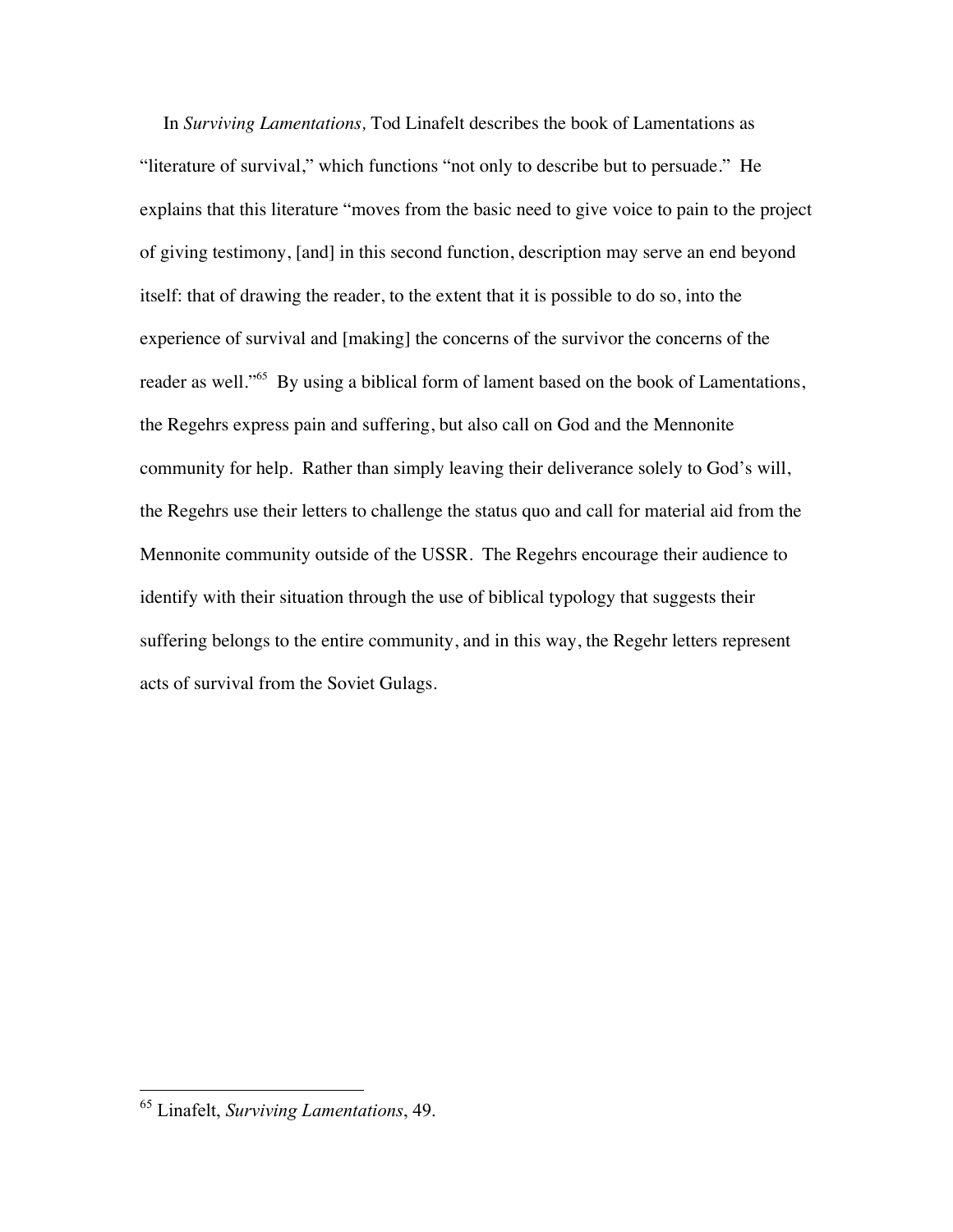In *Surviving Lamentations,* Tod Linafelt describes the book of Lamentations as "literature of survival," which functions "not only to describe but to persuade." He explains that this literature "moves from the basic need to give voice to pain to the project of giving testimony, [and] in this second function, description may serve an end beyond itself: that of drawing the reader, to the extent that it is possible to do so, into the experience of survival and [making] the concerns of the survivor the concerns of the reader as well."[65] By using a biblical form of lament based on the book of Lamentations, the Regehrs express pain and suffering, but also call on God and the Mennonite community for help. Rather than simply leaving their deliverance solely to God's will, the Regehrs use their letters to challenge the status quo and call for material aid from the Mennonite community outside of the USSR. The Regehrs encourage their audience to identify with their situation through the use of biblical typology that suggests their suffering belongs to the entire community, and in this way, the Regehr letters represent acts of survival from the Soviet Gulags.

[65] Linafelt, *Surviving Lamentations*, 49.